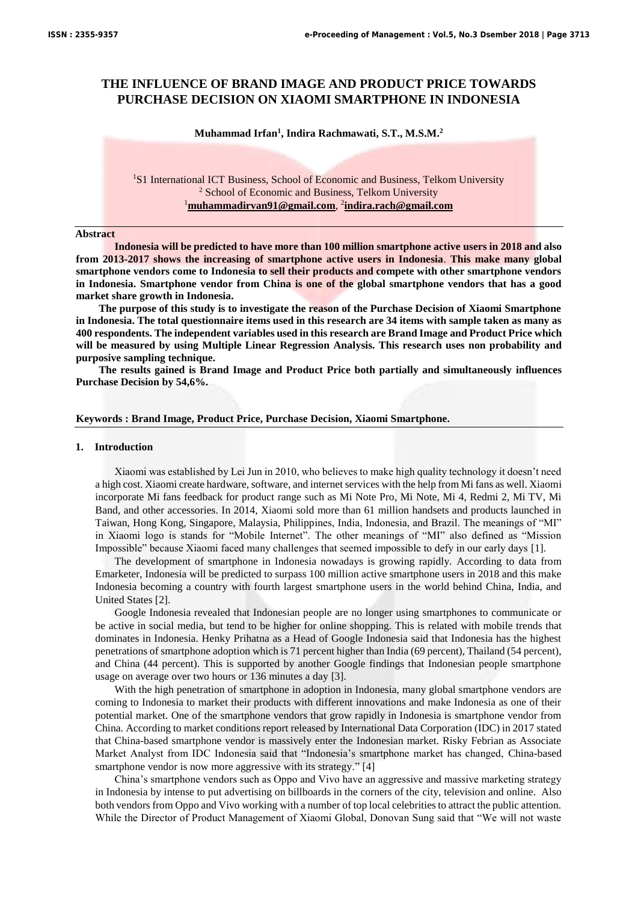# THE INFLUENCE OF BRAND IMAGE AND PRODUCT PRICE TOWARDS PURCHASE DECISION ON XIAOMI SMARTPHONE IN INDONESIA

**Muhammad Irfan[1], Indira Rachmawati, S.T., M.S.M.[2]**

[1]S1 International ICT Business, School of Economic and Business, Telkom University
[2] School of Economic and Business, Telkom University
[1]muhammadirvan91@gmail.com, [2]indira.rach@gmail.com

**Abstract**

**Indonesia will be predicted to have more than 100 million smartphone active users in 2018 and also from 2013-2017 shows the increasing of smartphone active users in Indonesia. This make many global smartphone vendors come to Indonesia to sell their products and compete with other smartphone vendors in Indonesia. Smartphone vendor from China is one of the global smartphone vendors that has a good market share growth in Indonesia.**

**The purpose of this study is to investigate the reason of the Purchase Decision of Xiaomi Smartphone in Indonesia. The total questionnaire items used in this research are 34 items with sample taken as many as 400 respondents. The independent variables used in this research are Brand Image and Product Price which will be measured by using Multiple Linear Regression Analysis. This research uses non probability and purposive sampling technique.**

**The results gained is Brand Image and Product Price both partially and simultaneously influences Purchase Decision by 54,6%.**

**Keywords : Brand Image, Product Price, Purchase Decision, Xiaomi Smartphone.**

## 1. Introduction

Xiaomi was established by Lei Jun in 2010, who believes to make high quality technology it doesn't need a high cost. Xiaomi create hardware, software, and internet services with the help from Mi fans as well. Xiaomi incorporate Mi fans feedback for product range such as Mi Note Pro, Mi Note, Mi 4, Redmi 2, Mi TV, Mi Band, and other accessories. In 2014, Xiaomi sold more than 61 million handsets and products launched in Taiwan, Hong Kong, Singapore, Malaysia, Philippines, India, Indonesia, and Brazil. The meanings of "MI" in Xiaomi logo is stands for "Mobile Internet". The other meanings of "MI" also defined as "Mission Impossible" because Xiaomi faced many challenges that seemed impossible to defy in our early days [1].

The development of smartphone in Indonesia nowadays is growing rapidly. According to data from Emarketer, Indonesia will be predicted to surpass 100 million active smartphone users in 2018 and this make Indonesia becoming a country with fourth largest smartphone users in the world behind China, India, and United States [2].

Google Indonesia revealed that Indonesian people are no longer using smartphones to communicate or be active in social media, but tend to be higher for online shopping. This is related with mobile trends that dominates in Indonesia. Henky Prihatna as a Head of Google Indonesia said that Indonesia has the highest penetrations of smartphone adoption which is 71 percent higher than India (69 percent), Thailand (54 percent), and China (44 percent). This is supported by another Google findings that Indonesian people smartphone usage on average over two hours or 136 minutes a day [3].

With the high penetration of smartphone in adoption in Indonesia, many global smartphone vendors are coming to Indonesia to market their products with different innovations and make Indonesia as one of their potential market. One of the smartphone vendors that grow rapidly in Indonesia is smartphone vendor from China. According to market conditions report released by International Data Corporation (IDC) in 2017 stated that China-based smartphone vendor is massively enter the Indonesian market. Risky Febrian as Associate Market Analyst from IDC Indonesia said that "Indonesia's smartphone market has changed, China-based smartphone vendor is now more aggressive with its strategy." [4]

China's smartphone vendors such as Oppo and Vivo have an aggressive and massive marketing strategy in Indonesia by intense to put advertising on billboards in the corners of the city, television and online. Also both vendors from Oppo and Vivo working with a number of top local celebrities to attract the public attention. While the Director of Product Management of Xiaomi Global, Donovan Sung said that "We will not waste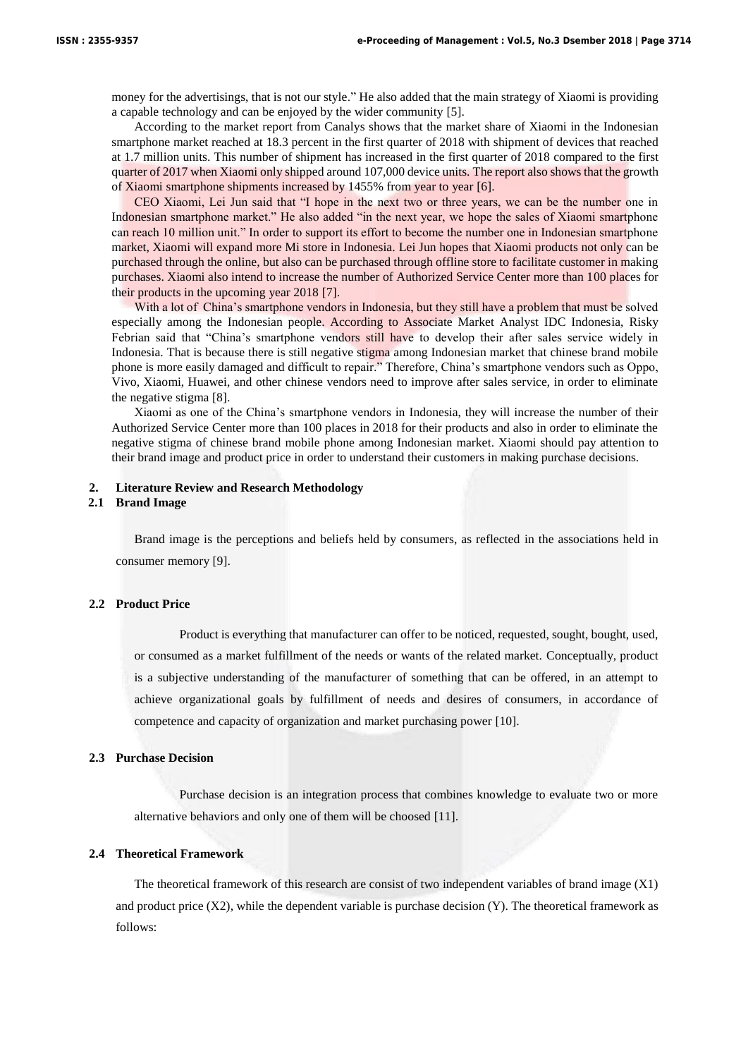money for the advertisings, that is not our style." He also added that the main strategy of Xiaomi is providing a capable technology and can be enjoyed by the wider community [5].

According to the market report from Canalys shows that the market share of Xiaomi in the Indonesian smartphone market reached at 18.3 percent in the first quarter of 2018 with shipment of devices that reached at 1.7 million units. This number of shipment has increased in the first quarter of 2018 compared to the first quarter of 2017 when Xiaomi only shipped around 107,000 device units. The report also shows that the growth of Xiaomi smartphone shipments increased by 1455% from year to year [6].

CEO Xiaomi, Lei Jun said that "I hope in the next two or three years, we can be the number one in Indonesian smartphone market." He also added "in the next year, we hope the sales of Xiaomi smartphone can reach 10 million unit." In order to support its effort to become the number one in Indonesian smartphone market, Xiaomi will expand more Mi store in Indonesia. Lei Jun hopes that Xiaomi products not only can be purchased through the online, but also can be purchased through offline store to facilitate customer in making purchases. Xiaomi also intend to increase the number of Authorized Service Center more than 100 places for their products in the upcoming year 2018 [7].

With a lot of China's smartphone vendors in Indonesia, but they still have a problem that must be solved especially among the Indonesian people. According to Associate Market Analyst IDC Indonesia, Risky Febrian said that "China's smartphone vendors still have to develop their after sales service widely in Indonesia. That is because there is still negative stigma among Indonesian market that chinese brand mobile phone is more easily damaged and difficult to repair." Therefore, China's smartphone vendors such as Oppo, Vivo, Xiaomi, Huawei, and other chinese vendors need to improve after sales service, in order to eliminate the negative stigma [8].

Xiaomi as one of the China's smartphone vendors in Indonesia, they will increase the number of their Authorized Service Center more than 100 places in 2018 for their products and also in order to eliminate the negative stigma of chinese brand mobile phone among Indonesian market. Xiaomi should pay attention to their brand image and product price in order to understand their customers in making purchase decisions.

## 2. Literature Review and Research Methodology

### 2.1 Brand Image

Brand image is the perceptions and beliefs held by consumers, as reflected in the associations held in consumer memory [9].

### 2.2 Product Price

Product is everything that manufacturer can offer to be noticed, requested, sought, bought, used, or consumed as a market fulfillment of the needs or wants of the related market. Conceptually, product is a subjective understanding of the manufacturer of something that can be offered, in an attempt to achieve organizational goals by fulfillment of needs and desires of consumers, in accordance of competence and capacity of organization and market purchasing power [10].

### 2.3 Purchase Decision

Purchase decision is an integration process that combines knowledge to evaluate two or more alternative behaviors and only one of them will be choosed [11].

### 2.4 Theoretical Framework

The theoretical framework of this research are consist of two independent variables of brand image (X1) and product price (X2), while the dependent variable is purchase decision (Y). The theoretical framework as follows: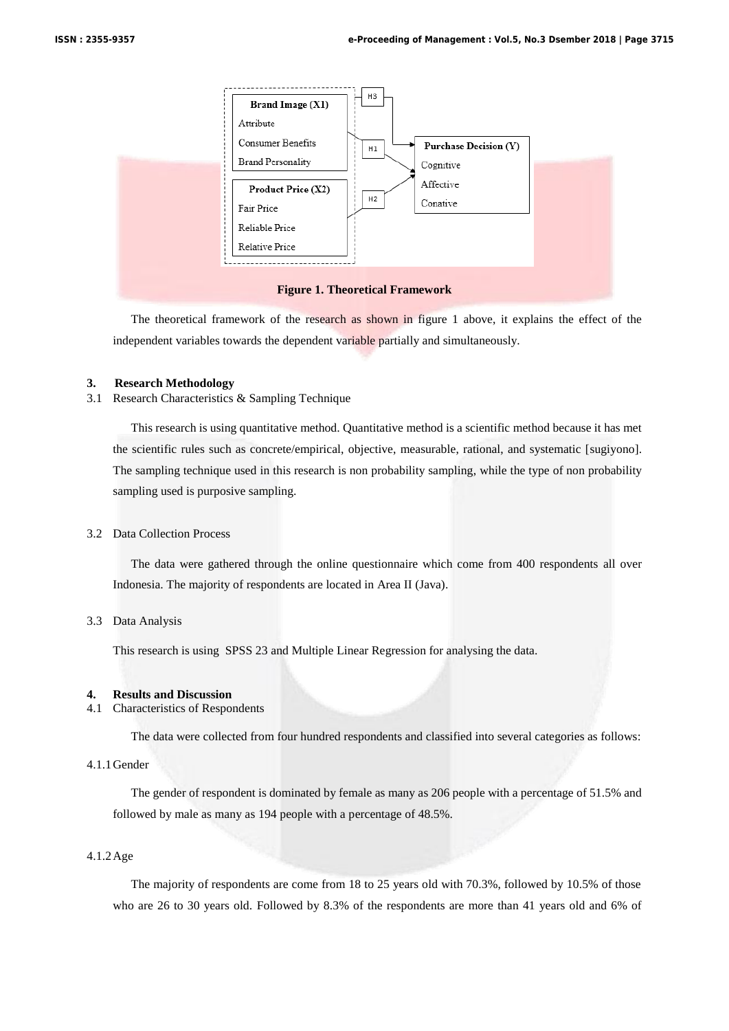Brand Image (X1)
Attribute
Consumer Benefits
Brand Personality

Product Price (X2)
Fair Price
Reliable Price
Relative Price

H1
H2
H3

Purchase Decision (Y)
Cognitive
Affective
Conative

**Figure 1. Theoretical Framework**

The theoretical framework of the research as shown in figure 1 above, it explains the effect of the independent variables towards the dependent variable partially and simultaneously.

## 3. Research Methodology

### 3.1 Research Characteristics & Sampling Technique

This research is using quantitative method. Quantitative method is a scientific method because it has met the scientific rules such as concrete/empirical, objective, measurable, rational, and systematic [sugiyono]. The sampling technique used in this research is non probability sampling, while the type of non probability sampling used is purposive sampling.

### 3.2 Data Collection Process

The data were gathered through the online questionnaire which come from 400 respondents all over Indonesia. The majority of respondents are located in Area II (Java).

### 3.3 Data Analysis

This research is using SPSS 23 and Multiple Linear Regression for analysing the data.

## 4. Results and Discussion

### 4.1 Characteristics of Respondents

The data were collected from four hundred respondents and classified into several categories as follows:

#### 4.1.1 Gender

The gender of respondent is dominated by female as many as 206 people with a percentage of 51.5% and followed by male as many as 194 people with a percentage of 48.5%.

#### 4.1.2 Age

The majority of respondents are come from 18 to 25 years old with 70.3%, followed by 10.5% of those who are 26 to 30 years old. Followed by 8.3% of the respondents are more than 41 years old and 6% of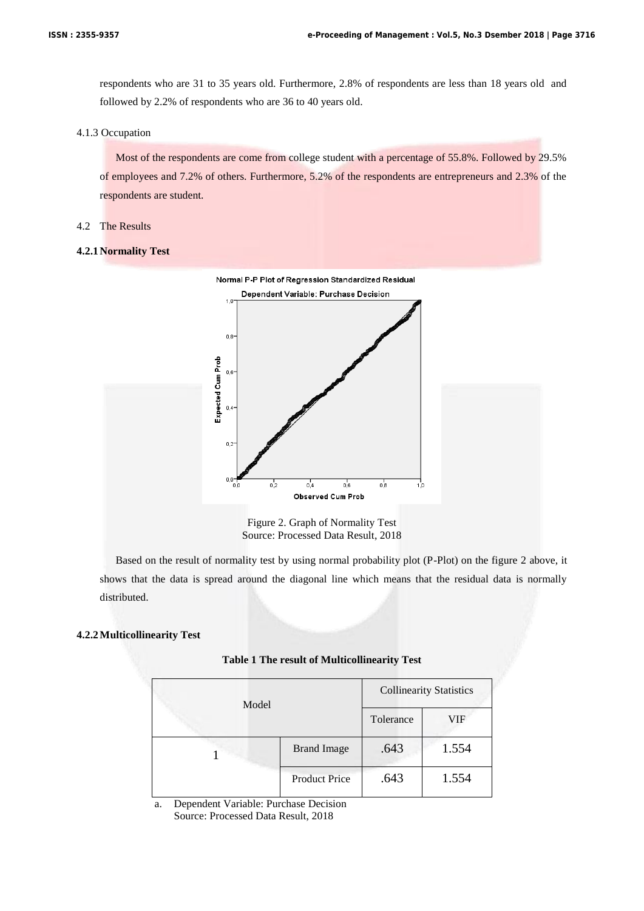respondents who are 31 to 35 years old. Furthermore, 2.8% of respondents are less than 18 years old and followed by 2.2% of respondents who are 36 to 40 years old.

4.1.3 Occupation

Most of the respondents are come from college student with a percentage of 55.8%. Followed by 29.5% of employees and 7.2% of others. Furthermore, 5.2% of the respondents are entrepreneurs and 2.3% of the respondents are student.

4.2 The Results

**4.2.1 Normality Test**

Figure 2. Graph of Normality Test
Source: Processed Data Result, 2018

Based on the result of normality test by using normal probability plot (P-Plot) on the figure 2 above, it shows that the data is spread around the diagonal line which means that the residual data is normally distributed.

**4.2.2 Multicollinearity Test**

**Table 1 The result of Multicollinearity Test**

| Model | | Collinearity Statistics | |
|---|---|---|---|
| | | Tolerance | VIF |
| 1 | Brand Image | .643 | 1.554 |
| | Product Price | .643 | 1.554 |

a. Dependent Variable: Purchase Decision
Source: Processed Data Result, 2018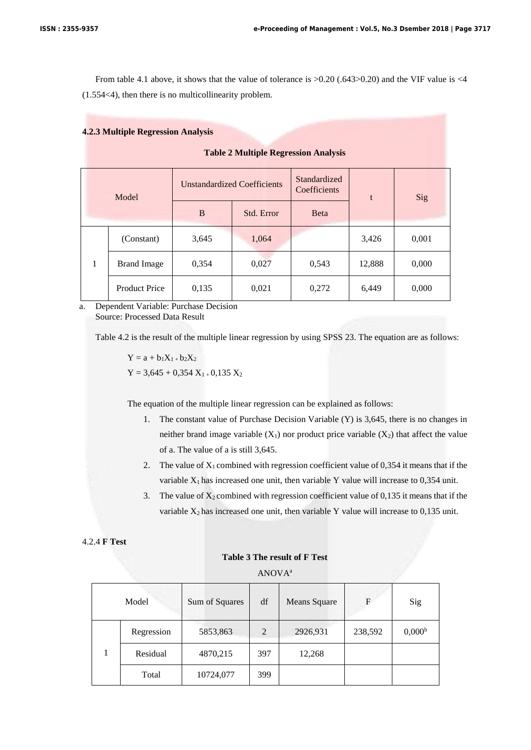From table 4.1 above, it shows that the value of tolerance is >0.20 (.643>0.20) and the VIF value is <4 (1.554<4), then there is no multicollinearity problem.

### 4.2.3 Multiple Regression Analysis

**Table 2 Multiple Regression Analysis**

| Model | | Unstandardized Coefficients | | Standardized Coefficients | t | Sig |
|---|---|---|---|---|---|---|
| | | B | Std. Error | Beta | | |
| 1 | (Constant) | 3,645 | 1,064 | | 3,426 | 0,001 |
| | Brand Image | 0,354 | 0,027 | 0,543 | 12,888 | 0,000 |
| | Product Price | 0,135 | 0,021 | 0,272 | 6,449 | 0,000 |

a. Dependent Variable: Purchase Decision
Source: Processed Data Result

Table 4.2 is the result of the multiple linear regression by using SPSS 23. The equation are as follows:

$$Y = a + b_1X_1 + b_2X_2$$

$$Y = 3{,}645 + 0{,}354\ X_1 + 0{,}135\ X_2$$

The equation of the multiple linear regression can be explained as follows:

1. The constant value of Purchase Decision Variable (Y) is 3,645, there is no changes in neither brand image variable ($X_1$) nor product price variable ($X_2$) that affect the value of a. The value of a is still 3,645.
2. The value of $X_1$ combined with regression coefficient value of 0,354 it means that if the variable $X_1$ has increased one unit, then variable Y value will increase to 0,354 unit.
3. The value of $X_2$ combined with regression coefficient value of 0,135 it means that if the variable $X_2$ has increased one unit, then variable Y value will increase to 0,135 unit.

### 4.2.4 F Test

**Table 3 The result of F Test**

ANOVA[a]

| Model | | Sum of Squares | df | Means Square | F | Sig |
|---|---|---|---|---|---|---|
| 1 | Regression | 5853,863 | 2 | 2926,931 | 238,592 | 0,000[b] |
| | Residual | 4870,215 | 397 | 12,268 | | |
| | Total | 10724,077 | 399 | | | |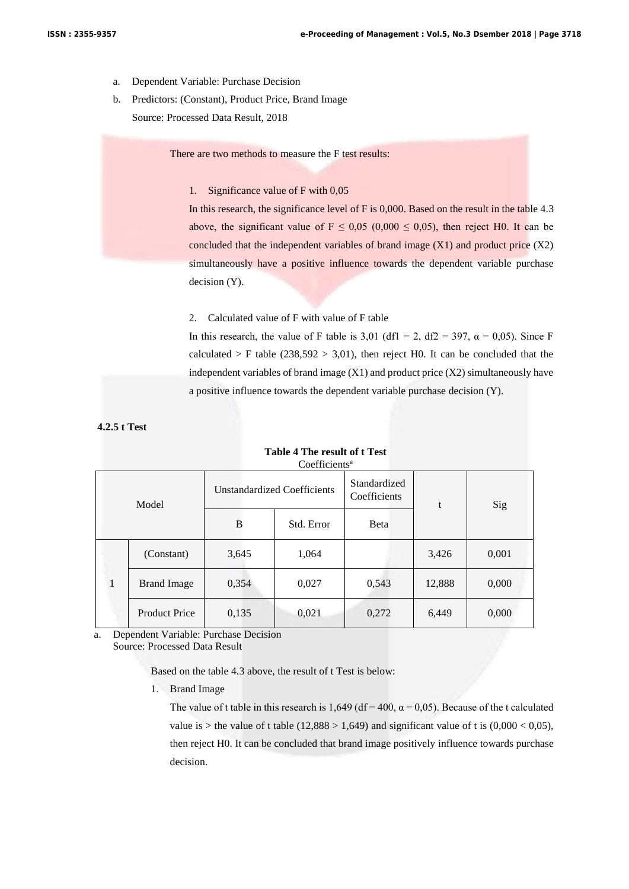a. Dependent Variable: Purchase Decision
b. Predictors: (Constant), Product Price, Brand Image

Source: Processed Data Result, 2018

There are two methods to measure the F test results:

1. Significance value of F with 0,05

   In this research, the significance level of F is 0,000. Based on the result in the table 4.3 above, the significant value of F ≤ 0,05 (0,000 ≤ 0,05), then reject H0. It can be concluded that the independent variables of brand image (X1) and product price (X2) simultaneously have a positive influence towards the dependent variable purchase decision (Y).

2. Calculated value of F with value of F table

   In this research, the value of F table is 3,01 (df1 = 2, df2 = 397, α = 0,05). Since F calculated > F table (238,592 > 3,01), then reject H0. It can be concluded that the independent variables of brand image (X1) and product price (X2) simultaneously have a positive influence towards the dependent variable purchase decision (Y).

**4.2.5 t Test**

**Table 4 The result of t Test**

Coefficients[a]

| Model | | Unstandardized Coefficients | | Standardized Coefficients | t | Sig |
|---|---|---|---|---|---|---|
| | | B | Std. Error | Beta | | |
| 1 | (Constant) | 3,645 | 1,064 | | 3,426 | 0,001 |
| | Brand Image | 0,354 | 0,027 | 0,543 | 12,888 | 0,000 |
| | Product Price | 0,135 | 0,021 | 0,272 | 6,449 | 0,000 |

a. Dependent Variable: Purchase Decision

Source: Processed Data Result

Based on the table 4.3 above, the result of t Test is below:

1. Brand Image

   The value of t table in this research is 1,649 (df = 400, α = 0,05). Because of the t calculated value is > the value of t table (12,888 > 1,649) and significant value of t is (0,000 < 0,05), then reject H0. It can be concluded that brand image positively influence towards purchase decision.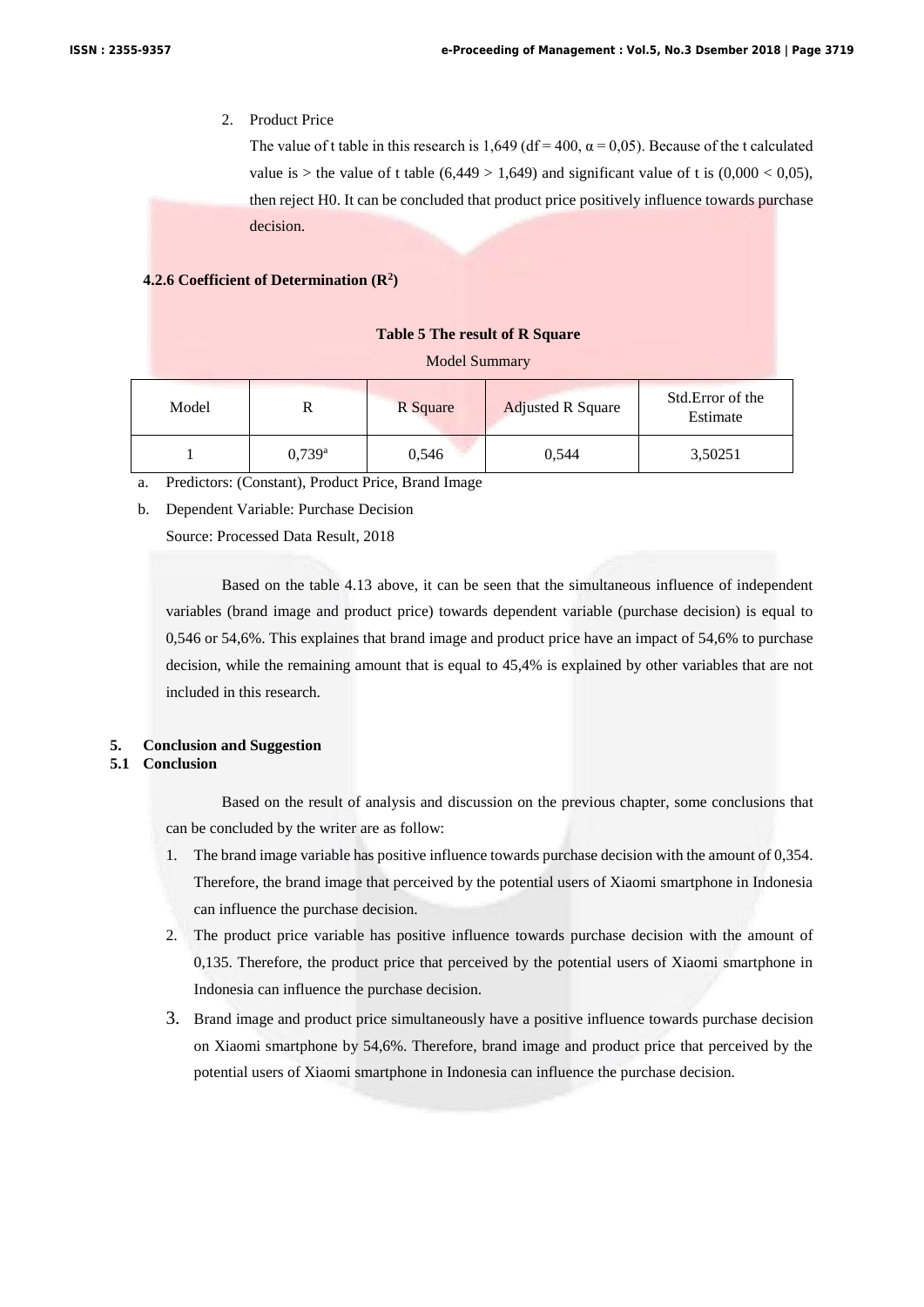2. Product Price

   The value of t table in this research is 1,649 (df = 400, $\alpha = 0{,}05$). Because of the t calculated value is > the value of t table (6,449 > 1,649) and significant value of t is (0,000 < 0,05), then reject H0. It can be concluded that product price positively influence towards purchase decision.

### 4.2.6 Coefficient of Determination ($R^2$)

**Table 5 The result of R Square**

Model Summary

| Model | R | R Square | Adjusted R Square | Std.Error of the Estimate |
|---|---|---|---|---|
| 1 | 0,739[a] | 0,546 | 0,544 | 3,50251 |

a. Predictors: (Constant), Product Price, Brand Image

b. Dependent Variable: Purchase Decision

Source: Processed Data Result, 2018

Based on the table 4.13 above, it can be seen that the simultaneous influence of independent variables (brand image and product price) towards dependent variable (purchase decision) is equal to 0,546 or 54,6%. This explaines that brand image and product price have an impact of 54,6% to purchase decision, while the remaining amount that is equal to 45,4% is explained by other variables that are not included in this research.

## 5. Conclusion and Suggestion

### 5.1 Conclusion

Based on the result of analysis and discussion on the previous chapter, some conclusions that can be concluded by the writer are as follow:

1. The brand image variable has positive influence towards purchase decision with the amount of 0,354. Therefore, the brand image that perceived by the potential users of Xiaomi smartphone in Indonesia can influence the purchase decision.
2. The product price variable has positive influence towards purchase decision with the amount of 0,135. Therefore, the product price that perceived by the potential users of Xiaomi smartphone in Indonesia can influence the purchase decision.
3. Brand image and product price simultaneously have a positive influence towards purchase decision on Xiaomi smartphone by 54,6%. Therefore, brand image and product price that perceived by the potential users of Xiaomi smartphone in Indonesia can influence the purchase decision.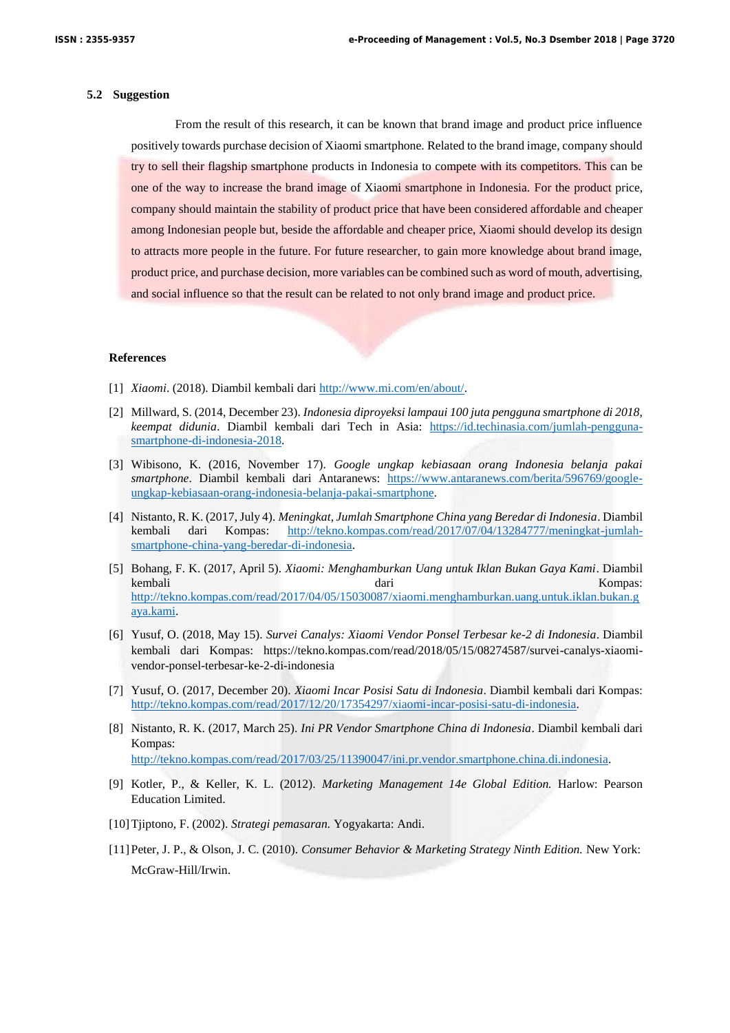### 5.2 Suggestion

From the result of this research, it can be known that brand image and product price influence positively towards purchase decision of Xiaomi smartphone. Related to the brand image, company should try to sell their flagship smartphone products in Indonesia to compete with its competitors. This can be one of the way to increase the brand image of Xiaomi smartphone in Indonesia. For the product price, company should maintain the stability of product price that have been considered affordable and cheaper among Indonesian people but, beside the affordable and cheaper price, Xiaomi should develop its design to attracts more people in the future. For future researcher, to gain more knowledge about brand image, product price, and purchase decision, more variables can be combined such as word of mouth, advertising, and social influence so that the result can be related to not only brand image and product price.

### References

[1] *Xiaomi*. (2018). Diambil kembali dari http://www.mi.com/en/about/.

[2] Millward, S. (2014, December 23). *Indonesia diproyeksi lampaui 100 juta pengguna smartphone di 2018, keempat didunia*. Diambil kembali dari Tech in Asia: https://id.techinasia.com/jumlah-pengguna-smartphone-di-indonesia-2018.

[3] Wibisono, K. (2016, November 17). *Google ungkap kebiasaan orang Indonesia belanja pakai smartphone*. Diambil kembali dari Antaranews: https://www.antaranews.com/berita/596769/google-ungkap-kebiasaan-orang-indonesia-belanja-pakai-smartphone.

[4] Nistanto, R. K. (2017, July 4). *Meningkat, Jumlah Smartphone China yang Beredar di Indonesia*. Diambil kembali dari Kompas: http://tekno.kompas.com/read/2017/07/04/13284777/meningkat-jumlah-smartphone-china-yang-beredar-di-indonesia.

[5] Bohang, F. K. (2017, April 5). *Xiaomi: Menghamburkan Uang untuk Iklan Bukan Gaya Kami*. Diambil kembali dari Kompas: http://tekno.kompas.com/read/2017/04/05/15030087/xiaomi.menghamburkan.uang.untuk.iklan.bukan.gaya.kami.

[6] Yusuf, O. (2018, May 15). *Survei Canalys: Xiaomi Vendor Ponsel Terbesar ke-2 di Indonesia*. Diambil kembali dari Kompas: https://tekno.kompas.com/read/2018/05/15/08274587/survei-canalys-xiaomi-vendor-ponsel-terbesar-ke-2-di-indonesia

[7] Yusuf, O. (2017, December 20). *Xiaomi Incar Posisi Satu di Indonesia*. Diambil kembali dari Kompas: http://tekno.kompas.com/read/2017/12/20/17354297/xiaomi-incar-posisi-satu-di-indonesia.

[8] Nistanto, R. K. (2017, March 25). *Ini PR Vendor Smartphone China di Indonesia*. Diambil kembali dari Kompas: http://tekno.kompas.com/read/2017/03/25/11390047/ini.pr.vendor.smartphone.china.di.indonesia.

[9] Kotler, P., & Keller, K. L. (2012). *Marketing Management 14e Global Edition.* Harlow: Pearson Education Limited.

[10] Tjiptono, F. (2002). *Strategi pemasaran.* Yogyakarta: Andi.

[11] Peter, J. P., & Olson, J. C. (2010). *Consumer Behavior & Marketing Strategy Ninth Edition.* New York: McGraw-Hill/Irwin.